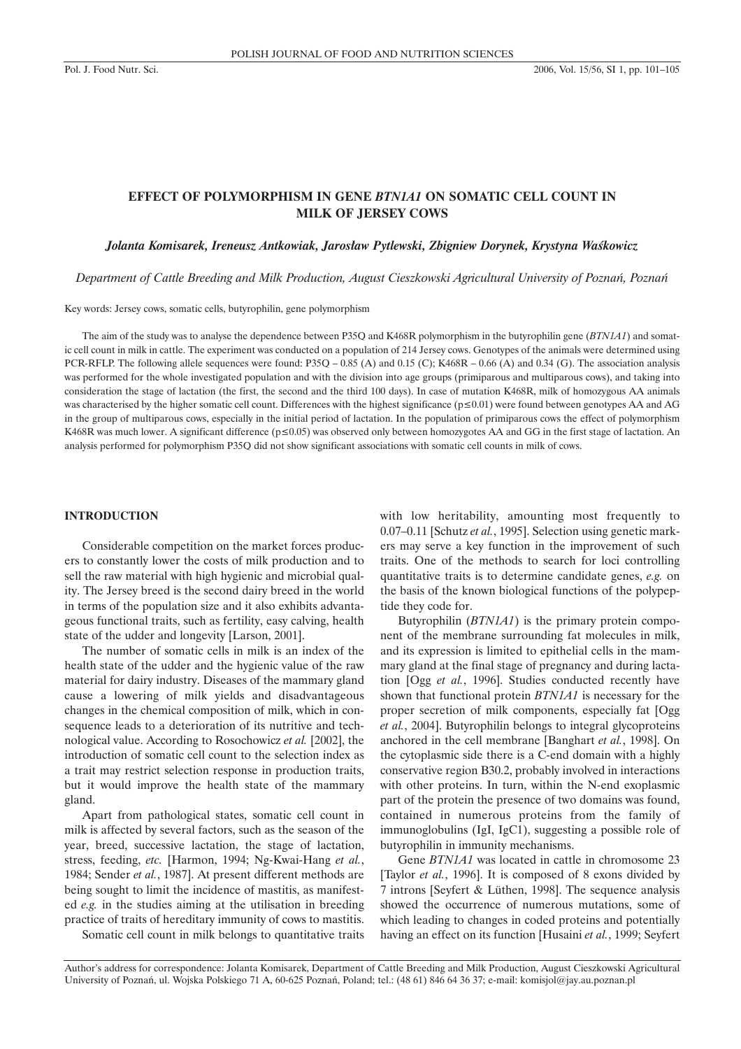# EFFECT OF POLYMORPHISM IN GENE *BTN1A1* ON SOMATIC CELL COUNT IN MILK OF JERSEY COWS

***Jolanta Komisarek, Ireneusz Antkowiak, Jarosław Pytlewski, Zbigniew Dorynek, Krystyna Waśkowicz***

*Department of Cattle Breeding and Milk Production, August Cieszkowski Agricultural University of Poznań, Poznań*

Key words: Jersey cows, somatic cells, butyrophilin, gene polymorphism

The aim of the study was to analyse the dependence between P35Q and K468R polymorphism in the butyrophilin gene (*BTN1A1*) and somatic cell count in milk in cattle. The experiment was conducted on a population of 214 Jersey cows. Genotypes of the animals were determined using PCR-RFLP. The following allele sequences were found: P35Q – 0.85 (A) and 0.15 (C); K468R – 0.66 (A) and 0.34 (G). The association analysis was performed for the whole investigated population and with the division into age groups (primiparous and multiparous cows), and taking into consideration the stage of lactation (the first, the second and the third 100 days). In case of mutation K468R, milk of homozygous AA animals was characterised by the higher somatic cell count. Differences with the highest significance ($p \leq 0.01$) were found between genotypes AA and AG in the group of multiparous cows, especially in the initial period of lactation. In the population of primiparous cows the effect of polymorphism K468R was much lower. A significant difference ($p \leq 0.05$) was observed only between homozygotes AA and GG in the first stage of lactation. An analysis performed for polymorphism P35Q did not show significant associations with somatic cell counts in milk of cows.

## INTRODUCTION

Considerable competition on the market forces producers to constantly lower the costs of milk production and to sell the raw material with high hygienic and microbial quality. The Jersey breed is the second dairy breed in the world in terms of the population size and it also exhibits advantageous functional traits, such as fertility, easy calving, health state of the udder and longevity [Larson, 2001].

The number of somatic cells in milk is an index of the health state of the udder and the hygienic value of the raw material for dairy industry. Diseases of the mammary gland cause a lowering of milk yields and disadvantageous changes in the chemical composition of milk, which in consequence leads to a deterioration of its nutritive and technological value. According to Rosochowicz *et al.* [2002], the introduction of somatic cell count to the selection index as a trait may restrict selection response in production traits, but it would improve the health state of the mammary gland.

Apart from pathological states, somatic cell count in milk is affected by several factors, such as the season of the year, breed, successive lactation, the stage of lactation, stress, feeding, *etc.* [Harmon, 1994; Ng-Kwai-Hang *et al.*, 1984; Sender *et al.*, 1987]. At present different methods are being sought to limit the incidence of mastitis, as manifested *e.g.* in the studies aiming at the utilisation in breeding practice of traits of hereditary immunity of cows to mastitis.

Somatic cell count in milk belongs to quantitative traits with low heritability, amounting most frequently to 0.07–0.11 [Schutz *et al.*, 1995]. Selection using genetic markers may serve a key function in the improvement of such traits. One of the methods to search for loci controlling quantitative traits is to determine candidate genes, *e.g.* on the basis of the known biological functions of the polypeptide they code for.

Butyrophilin (*BTN1A1*) is the primary protein component of the membrane surrounding fat molecules in milk, and its expression is limited to epithelial cells in the mammary gland at the final stage of pregnancy and during lactation [Ogg *et al.*, 1996]. Studies conducted recently have shown that functional protein *BTN1A1* is necessary for the proper secretion of milk components, especially fat [Ogg *et al.*, 2004]. Butyrophilin belongs to integral glycoproteins anchored in the cell membrane [Banghart *et al.*, 1998]. On the cytoplasmic side there is a C-end domain with a highly conservative region B30.2, probably involved in interactions with other proteins. In turn, within the N-end exoplasmic part of the protein the presence of two domains was found, contained in numerous proteins from the family of immunoglobulins (IgI, IgC1), suggesting a possible role of butyrophilin in immunity mechanisms.

Gene *BTN1A1* was located in cattle in chromosome 23 [Taylor *et al.*, 1996]. It is composed of 8 exons divided by 7 introns [Seyfert & Lüthen, 1998]. The sequence analysis showed the occurrence of numerous mutations, some of which leading to changes in coded proteins and potentially having an effect on its function [Husaini *et al.*, 1999; Seyfert

Author's address for correspondence: Jolanta Komisarek, Department of Cattle Breeding and Milk Production, August Cieszkowski Agricultural University of Poznań, ul. Wojska Polskiego 71 A, 60-625 Poznań, Poland; tel.: (48 61) 846 64 36 37; e-mail: komisjol@jay.au.poznan.pl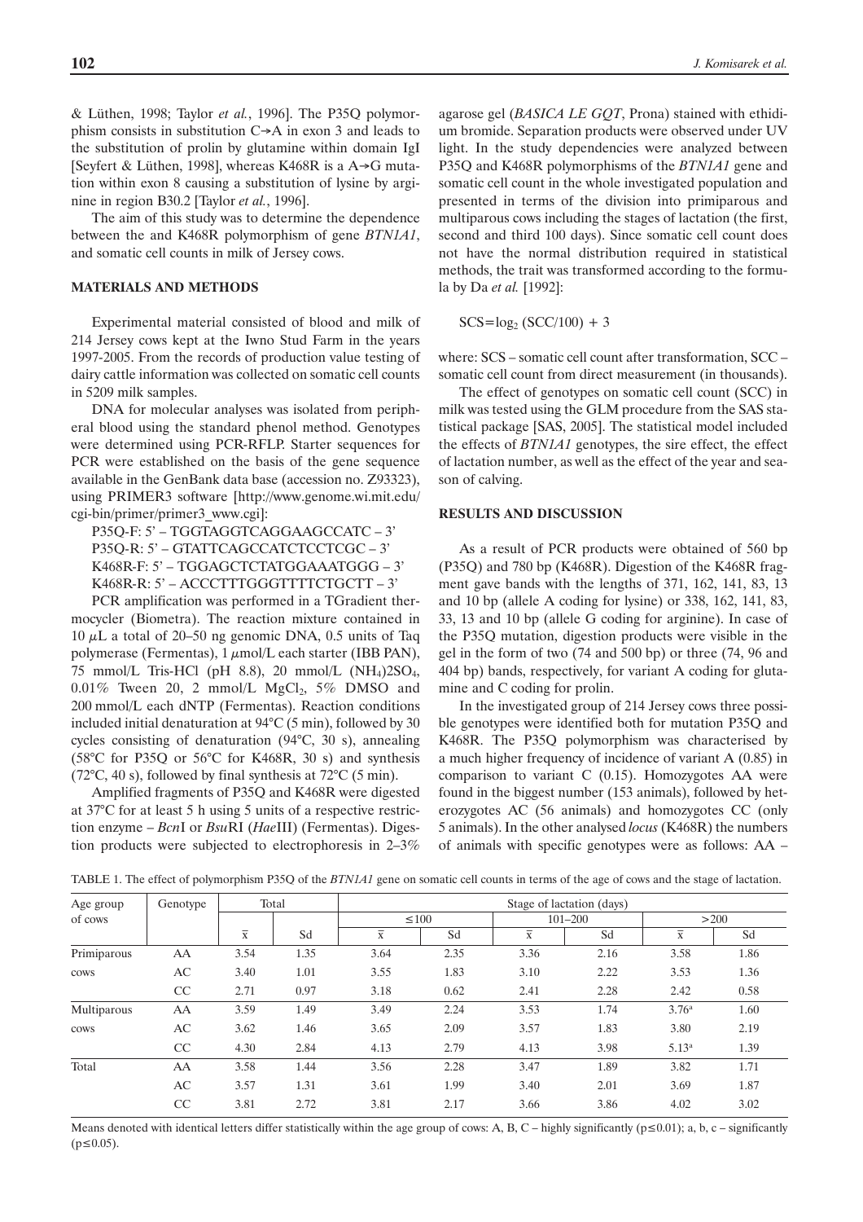& Lüthen, 1998; Taylor *et al.*, 1996]. The P35Q polymorphism consists in substitution C→A in exon 3 and leads to the substitution of prolin by glutamine within domain IgI [Seyfert & Lüthen, 1998], whereas K468R is a A→G mutation within exon 8 causing a substitution of lysine by arginine in region B30.2 [Taylor *et al.*, 1996].

The aim of this study was to determine the dependence between the and K468R polymorphism of gene *BTN1A1*, and somatic cell counts in milk of Jersey cows.

## MATERIALS AND METHODS

Experimental material consisted of blood and milk of 214 Jersey cows kept at the Iwno Stud Farm in the years 1997-2005. From the records of production value testing of dairy cattle information was collected on somatic cell counts in 5209 milk samples.

DNA for molecular analyses was isolated from peripheral blood using the standard phenol method. Genotypes were determined using PCR-RFLP. Starter sequences for PCR were established on the basis of the gene sequence available in the GenBank data base (accession no. Z93323), using PRIMER3 software [http://www.genome.wi.mit.edu/cgi-bin/primer/primer3_www.cgi]:

P35Q-F: 5' – TGGTAGGTCAGGAAGCCATC – 3'
P35Q-R: 5' – GTATTCAGCCATCTCCTCGC – 3'
K468R-F: 5' – TGGAGCTCTATGGAAATGGG – 3'
K468R-R: 5' – ACCCTTTGGGTTTTCTGCTT – 3'

PCR amplification was performed in a TGradient thermocycler (Biometra). The reaction mixture contained in 10 μL a total of 20–50 ng genomic DNA, 0.5 units of Taq polymerase (Fermentas), 1 μmol/L each starter (IBB PAN), 75 mmol/L Tris-HCl (pH 8.8), 20 mmol/L $(NH_4)2SO_4$, 0.01% Tween 20, 2 mmol/L $MgCl_2$, 5% DMSO and 200 mmol/L each dNTP (Fermentas). Reaction conditions included initial denaturation at 94°C (5 min), followed by 30 cycles consisting of denaturation (94°C, 30 s), annealing (58°C for P35Q or 56°C for K468R, 30 s) and synthesis (72°C, 40 s), followed by final synthesis at 72°C (5 min).

Amplified fragments of P35Q and K468R were digested at 37°C for at least 5 h using 5 units of a respective restriction enzyme – *Bcn*I or *Bsu*RI (*Hae*III) (Fermentas). Digestion products were subjected to electrophoresis in 2–3% agarose gel (*BASICA LE GQT*, Prona) stained with ethidium bromide. Separation products were observed under UV light. In the study dependencies were analyzed between P35Q and K468R polymorphisms of the *BTN1A1* gene and somatic cell count in the whole investigated population and presented in terms of the division into primiparous and multiparous cows including the stages of lactation (the first, second and third 100 days). Since somatic cell count does not have the normal distribution required in statistical methods, the trait was transformed according to the formula by Da *et al.* [1992]:

$$SCS = \log_2 (SCC/100) + 3$$

where: SCS – somatic cell count after transformation, SCC – somatic cell count from direct measurement (in thousands).

The effect of genotypes on somatic cell count (SCC) in milk was tested using the GLM procedure from the SAS statistical package [SAS, 2005]. The statistical model included the effects of *BTN1A1* genotypes, the sire effect, the effect of lactation number, as well as the effect of the year and season of calving.

## RESULTS AND DISCUSSION

As a result of PCR products were obtained of 560 bp (P35Q) and 780 bp (K468R). Digestion of the K468R fragment gave bands with the lengths of 371, 162, 141, 83, 13 and 10 bp (allele A coding for lysine) or 338, 162, 141, 83, 33, 13 and 10 bp (allele G coding for arginine). In case of the P35Q mutation, digestion products were visible in the gel in the form of two (74 and 500 bp) or three (74, 96 and 404 bp) bands, respectively, for variant A coding for glutamine and C coding for prolin.

In the investigated group of 214 Jersey cows three possible genotypes were identified both for mutation P35Q and K468R. The P35Q polymorphism was characterised by a much higher frequency of incidence of variant A (0.85) in comparison to variant C (0.15). Homozygotes AA were found in the biggest number (153 animals), followed by heterozygotes AC (56 animals) and homozygotes CC (only 5 animals). In the other analysed *locus* (K468R) the numbers of animals with specific genotypes were as follows: AA –

TABLE 1. The effect of polymorphism P35Q of the *BTN1A1* gene on somatic cell counts in terms of the age of cows and the stage of lactation.

| Age group of cows | Genotype | Total | | Stage of lactation (days) | | | | | |
|---|---|---|---|---|---|---|---|---|---|
| | | | | ≤100 | | 101–200 | | >200 | |
| | | $\bar{x}$ | Sd | $\bar{x}$ | Sd | $\bar{x}$ | Sd | $\bar{x}$ | Sd |
| Primiparous cows | AA | 3.54 | 1.35 | 3.64 | 2.35 | 3.36 | 2.16 | 3.58 | 1.86 |
| | AC | 3.40 | 1.01 | 3.55 | 1.83 | 3.10 | 2.22 | 3.53 | 1.36 |
| | CC | 2.71 | 0.97 | 3.18 | 0.62 | 2.41 | 2.28 | 2.42 | 0.58 |
| Multiparous cows | AA | 3.59 | 1.49 | 3.49 | 2.24 | 3.53 | 1.74 | 3.76[a] | 1.60 |
| | AC | 3.62 | 1.46 | 3.65 | 2.09 | 3.57 | 1.83 | 3.80 | 2.19 |
| | CC | 4.30 | 2.84 | 4.13 | 2.79 | 4.13 | 3.98 | 5.13[a] | 1.39 |
| Total | AA | 3.58 | 1.44 | 3.56 | 2.28 | 3.47 | 1.89 | 3.82 | 1.71 |
| | AC | 3.57 | 1.31 | 3.61 | 1.99 | 3.40 | 2.01 | 3.69 | 1.87 |
| | CC | 3.81 | 2.72 | 3.81 | 2.17 | 3.66 | 3.86 | 4.02 | 3.02 |

Means denoted with identical letters differ statistically within the age group of cows: A, B, C – highly significantly ($p \leq 0.01$); a, b, c – significantly ($p \leq 0.05$).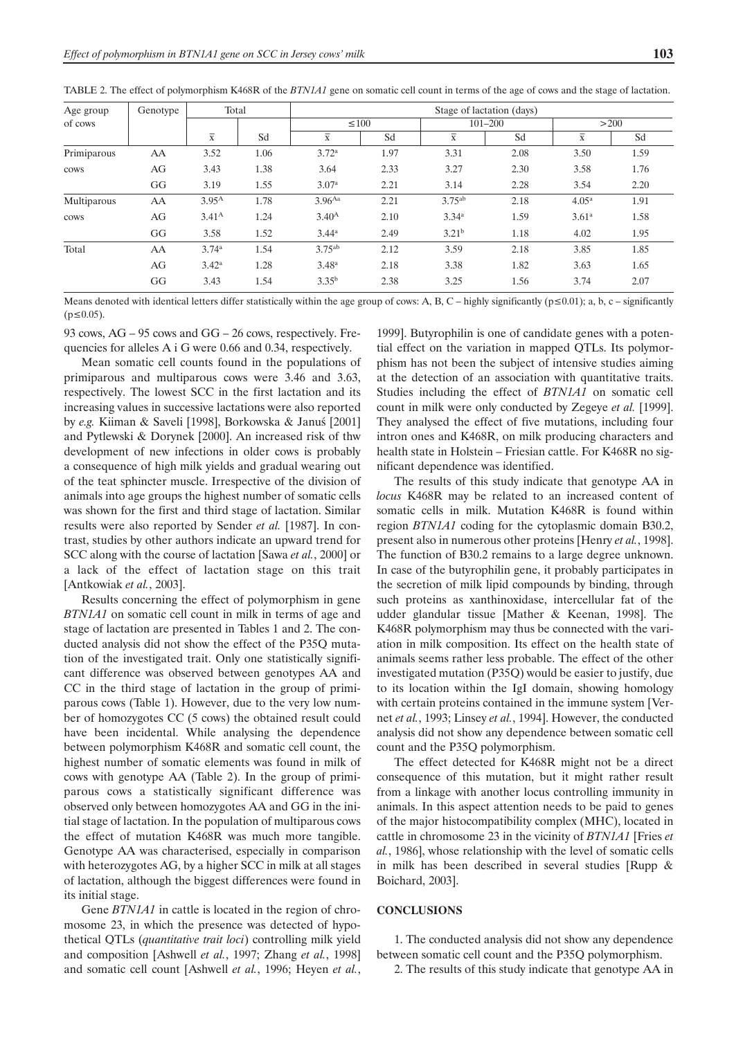TABLE 2. The effect of polymorphism K468R of the *BTN1A1* gene on somatic cell count in terms of the age of cows and the stage of lactation.

| Age group of cows | Genotype | Total | | Stage of lactation (days) | | | | | |
|---|---|---|---|---|---|---|---|---|---|
| | | | | ≤100 | | 101–200 | | >200 | |
| | | $\bar{x}$ | Sd | $\bar{x}$ | Sd | $\bar{x}$ | Sd | $\bar{x}$ | Sd |
| Primiparous cows | AA | 3.52 | 1.06 | 3.72[a] | 1.97 | 3.31 | 2.08 | 3.50 | 1.59 |
| | AG | 3.43 | 1.38 | 3.64 | 2.33 | 3.27 | 2.30 | 3.58 | 1.76 |
| | GG | 3.19 | 1.55 | 3.07[a] | 2.21 | 3.14 | 2.28 | 3.54 | 2.20 |
| Multiparous cows | AA | 3.95[A] | 1.78 | 3.96[Aa] | 2.21 | 3.75[ab] | 2.18 | 4.05[a] | 1.91 |
| | AG | 3.41[A] | 1.24 | 3.40[A] | 2.10 | 3.34[a] | 1.59 | 3.61[a] | 1.58 |
| | GG | 3.58 | 1.52 | 3.44[a] | 2.49 | 3.21[b] | 1.18 | 4.02 | 1.95 |
| Total | AA | 3.74[a] | 1.54 | 3.75[ab] | 2.12 | 3.59 | 2.18 | 3.85 | 1.85 |
| | AG | 3.42[a] | 1.28 | 3.48[a] | 2.18 | 3.38 | 1.82 | 3.63 | 1.65 |
| | GG | 3.43 | 1.54 | 3.35[b] | 2.38 | 3.25 | 1.56 | 3.74 | 2.07 |

Means denoted with identical letters differ statistically within the age group of cows: A, B, C – highly significantly ($p \leq 0.01$); a, b, c – significantly ($p \leq 0.05$).

93 cows, AG – 95 cows and GG – 26 cows, respectively. Frequencies for alleles A i G were 0.66 and 0.34, respectively.

Mean somatic cell counts found in the populations of primiparous and multiparous cows were 3.46 and 3.63, respectively. The lowest SCC in the first lactation and its increasing values in successive lactations were also reported by *e.g.* Kiiman & Saveli [1998], Borkowska & Januś [2001] and Pytlewski & Dorynek [2000]. An increased risk of thw development of new infections in older cows is probably a consequence of high milk yields and gradual wearing out of the teat sphincter muscle. Irrespective of the division of animals into age groups the highest number of somatic cells was shown for the first and third stage of lactation. Similar results were also reported by Sender *et al.* [1987]. In contrast, studies by other authors indicate an upward trend for SCC along with the course of lactation [Sawa *et al.*, 2000] or a lack of the effect of lactation stage on this trait [Antkowiak *et al.*, 2003].

Results concerning the effect of polymorphism in gene *BTN1A1* on somatic cell count in milk in terms of age and stage of lactation are presented in Tables 1 and 2. The conducted analysis did not show the effect of the P35Q mutation of the investigated trait. Only one statistically significant difference was observed between genotypes AA and CC in the third stage of lactation in the group of primiparous cows (Table 1). However, due to the very low number of homozygotes CC (5 cows) the obtained result could have been incidental. While analysing the dependence between polymorphism K468R and somatic cell count, the highest number of somatic elements was found in milk of cows with genotype AA (Table 2). In the group of primiparous cows a statistically significant difference was observed only between homozygotes AA and GG in the initial stage of lactation. In the population of multiparous cows the effect of mutation K468R was much more tangible. Genotype AA was characterised, especially in comparison with heterozygotes AG, by a higher SCC in milk at all stages of lactation, although the biggest differences were found in its initial stage.

Gene *BTN1A1* in cattle is located in the region of chromosome 23, in which the presence was detected of hypothetical QTLs (*quantitative trait loci*) controlling milk yield and composition [Ashwell *et al.*, 1997; Zhang *et al.*, 1998] and somatic cell count [Ashwell *et al.*, 1996; Heyen *et al.*, 1999]. Butyrophilin is one of candidate genes with a potential effect on the variation in mapped QTLs. Its polymorphism has not been the subject of intensive studies aiming at the detection of an association with quantitative traits. Studies including the effect of *BTN1A1* on somatic cell count in milk were only conducted by Zegeye *et al.* [1999]. They analysed the effect of five mutations, including four intron ones and K468R, on milk producing characters and health state in Holstein – Friesian cattle. For K468R no significant dependence was identified.

The results of this study indicate that genotype AA in *locus* K468R may be related to an increased content of somatic cells in milk. Mutation K468R is found within region *BTN1A1* coding for the cytoplasmic domain B30.2, present also in numerous other proteins [Henry *et al.*, 1998]. The function of B30.2 remains to a large degree unknown. In case of the butyrophilin gene, it probably participates in the secretion of milk lipid compounds by binding, through such proteins as xanthinoxidase, intercellular fat of the udder glandular tissue [Mather & Keenan, 1998]. The K468R polymorphism may thus be connected with the variation in milk composition. Its effect on the health state of animals seems rather less probable. The effect of the other investigated mutation (P35Q) would be easier to justify, due to its location within the IgI domain, showing homology with certain proteins contained in the immune system [Vernet *et al.*, 1993; Linsey *et al.*, 1994]. However, the conducted analysis did not show any dependence between somatic cell count and the P35Q polymorphism.

The effect detected for K468R might not be a direct consequence of this mutation, but it might rather result from a linkage with another locus controlling immunity in animals. In this aspect attention needs to be paid to genes of the major histocompatibility complex (MHC), located in cattle in chromosome 23 in the vicinity of *BTN1A1* [Fries *et al.*, 1986], whose relationship with the level of somatic cells in milk has been described in several studies [Rupp & Boichard, 2003].

## CONCLUSIONS

1. The conducted analysis did not show any dependence between somatic cell count and the P35Q polymorphism.

2. The results of this study indicate that genotype AA in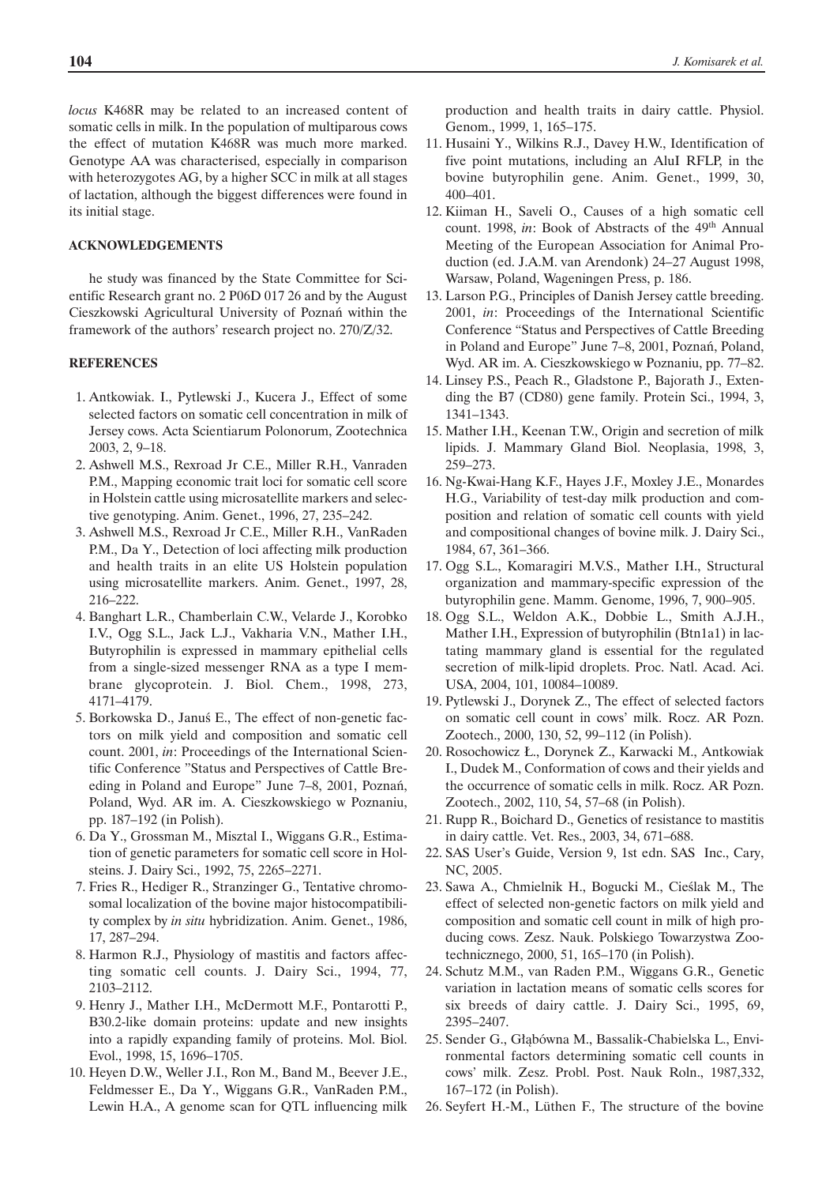*locus* K468R may be related to an increased content of somatic cells in milk. In the population of multiparous cows the effect of mutation K468R was much more marked. Genotype AA was characterised, especially in comparison with heterozygotes AG, by a higher SCC in milk at all stages of lactation, although the biggest differences were found in its initial stage.

## ACKNOWLEDGEMENTS

he study was financed by the State Committee for Scientific Research grant no. 2 P06D 017 26 and by the August Cieszkowski Agricultural University of Poznań within the framework of the authors' research project no. 270/Z/32.

## REFERENCES

1. Antkowiak. I., Pytlewski J., Kucera J., Effect of some selected factors on somatic cell concentration in milk of Jersey cows. Acta Scientiarum Polonorum, Zootechnica 2003, 2, 9–18.
2. Ashwell M.S., Rexroad Jr C.E., Miller R.H., Vanraden P.M., Mapping economic trait loci for somatic cell score in Holstein cattle using microsatellite markers and selective genotyping. Anim. Genet., 1996, 27, 235–242.
3. Ashwell M.S., Rexroad Jr C.E., Miller R.H., VanRaden P.M., Da Y., Detection of loci affecting milk production and health traits in an elite US Holstein population using microsatellite markers. Anim. Genet., 1997, 28, 216–222.
4. Banghart L.R., Chamberlain C.W., Velarde J., Korobko I.V., Ogg S.L., Jack L.J., Vakharia V.N., Mather I.H., Butyrophilin is expressed in mammary epithelial cells from a single-sized messenger RNA as a type I membrane glycoprotein. J. Biol. Chem., 1998, 273, 4171–4179.
5. Borkowska D., Januś E., The effect of non-genetic factors on milk yield and composition and somatic cell count. 2001, *in*: Proceedings of the International Scientific Conference "Status and Perspectives of Cattle Breeding in Poland and Europe" June 7–8, 2001, Poznań, Poland, Wyd. AR im. A. Cieszkowskiego w Poznaniu, pp. 187–192 (in Polish).
6. Da Y., Grossman M., Misztal I., Wiggans G.R., Estimation of genetic parameters for somatic cell score in Holsteins. J. Dairy Sci., 1992, 75, 2265–2271.
7. Fries R., Hediger R., Stranzinger G., Tentative chromosomal localization of the bovine major histocompatibility complex by *in situ* hybridization. Anim. Genet., 1986, 17, 287–294.
8. Harmon R.J., Physiology of mastitis and factors affecting somatic cell counts. J. Dairy Sci., 1994, 77, 2103–2112.
9. Henry J., Mather I.H., McDermott M.F., Pontarotti P., B30.2-like domain proteins: update and new insights into a rapidly expanding family of proteins. Mol. Biol. Evol., 1998, 15, 1696–1705.
10. Heyen D.W., Weller J.I., Ron M., Band M., Beever J.E., Feldmesser E., Da Y., Wiggans G.R., VanRaden P.M., Lewin H.A., A genome scan for QTL influencing milk production and health traits in dairy cattle. Physiol. Genom., 1999, 1, 165–175.
11. Husaini Y., Wilkins R.J., Davey H.W., Identification of five point mutations, including an AluI RFLP, in the bovine butyrophilin gene. Anim. Genet., 1999, 30, 400–401.
12. Kiiman H., Saveli O., Causes of a high somatic cell count. 1998, *in*: Book of Abstracts of the 49th Annual Meeting of the European Association for Animal Production (ed. J.A.M. van Arendonk) 24–27 August 1998, Warsaw, Poland, Wageningen Press, p. 186.
13. Larson P.G., Principles of Danish Jersey cattle breeding. 2001, *in*: Proceedings of the International Scientific Conference "Status and Perspectives of Cattle Breeding in Poland and Europe" June 7–8, 2001, Poznań, Poland, Wyd. AR im. A. Cieszkowskiego w Poznaniu, pp. 77–82.
14. Linsey P.S., Peach R., Gladstone P., Bajorath J., Extending the B7 (CD80) gene family. Protein Sci., 1994, 3, 1341–1343.
15. Mather I.H., Keenan T.W., Origin and secretion of milk lipids. J. Mammary Gland Biol. Neoplasia, 1998, 3, 259–273.
16. Ng-Kwai-Hang K.F., Hayes J.F., Moxley J.E., Monardes H.G., Variability of test-day milk production and composition and relation of somatic cell counts with yield and compositional changes of bovine milk. J. Dairy Sci., 1984, 67, 361–366.
17. Ogg S.L., Komaragiri M.V.S., Mather I.H., Structural organization and mammary-specific expression of the butyrophilin gene. Mamm. Genome, 1996, 7, 900–905.
18. Ogg S.L., Weldon A.K., Dobbie L., Smith A.J.H., Mather I.H., Expression of butyrophilin (Btn1a1) in lactating mammary gland is essential for the regulated secretion of milk-lipid droplets. Proc. Natl. Acad. Aci. USA, 2004, 101, 10084–10089.
19. Pytlewski J., Dorynek Z., The effect of selected factors on somatic cell count in cows' milk. Rocz. AR Pozn. Zootech., 2000, 130, 52, 99–112 (in Polish).
20. Rosochowicz Ł., Dorynek Z., Karwacki M., Antkowiak I., Dudek M., Conformation of cows and their yields and the occurrence of somatic cells in milk. Rocz. AR Pozn. Zootech., 2002, 110, 54, 57–68 (in Polish).
21. Rupp R., Boichard D., Genetics of resistance to mastitis in dairy cattle. Vet. Res., 2003, 34, 671–688.
22. SAS User's Guide, Version 9, 1st edn. SAS Inc., Cary, NC, 2005.
23. Sawa A., Chmielnik H., Bogucki M., Cieślak M., The effect of selected non-genetic factors on milk yield and composition and somatic cell count in milk of high producing cows. Zesz. Nauk. Polskiego Towarzystwa Zootechnicznego, 2000, 51, 165–170 (in Polish).
24. Schutz M.M., van Raden P.M., Wiggans G.R., Genetic variation in lactation means of somatic cells scores for six breeds of dairy cattle. J. Dairy Sci., 1995, 69, 2395–2407.
25. Sender G., Głąbówna M., Bassalik-Chabielska L., Environmental factors determining somatic cell counts in cows' milk. Zesz. Probl. Post. Nauk Roln., 1987,332, 167–172 (in Polish).
26. Seyfert H.-M., Lüthen F., The structure of the bovine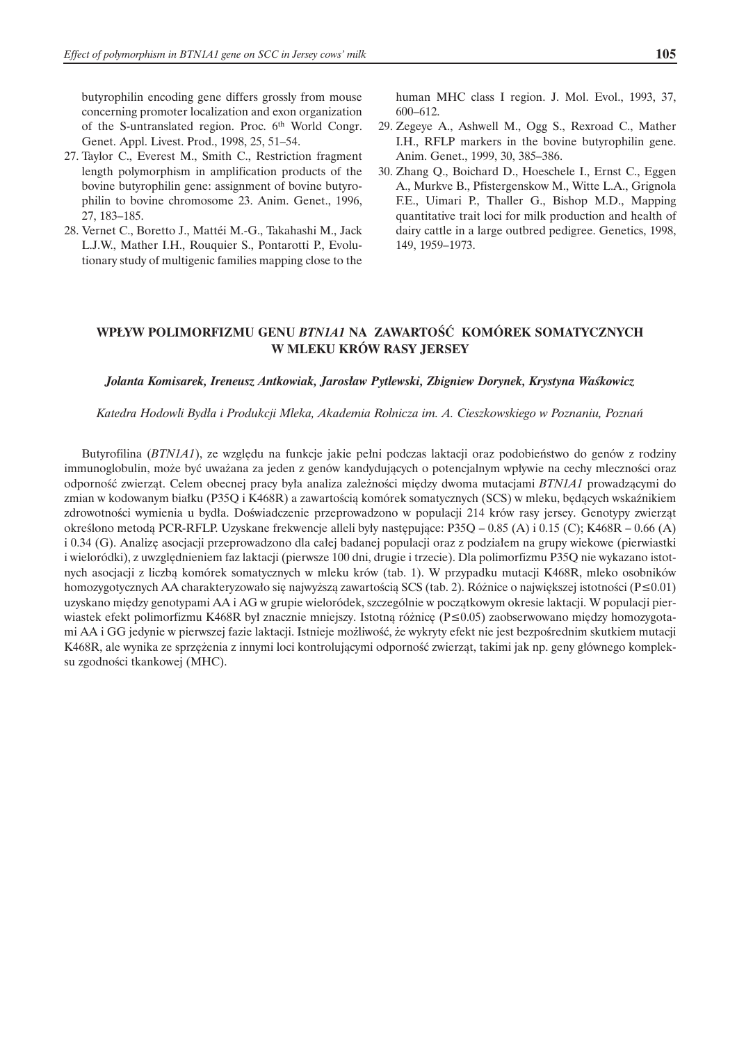butyrophilin encoding gene differs grossly from mouse concerning promoter localization and exon organization of the S-untranslated region. Proc. 6th World Congr. Genet. Appl. Livest. Prod., 1998, 25, 51–54.

27. Taylor C., Everest M., Smith C., Restriction fragment length polymorphism in amplification products of the bovine butyrophilin gene: assignment of bovine butyrophilin to bovine chromosome 23. Anim. Genet., 1996, 27, 183–185.
28. Vernet C., Boretto J., Mattéi M.-G., Takahashi M., Jack L.J.W., Mather I.H., Rouquier S., Pontarotti P., Evolutionary study of multigenic families mapping close to the human MHC class I region. J. Mol. Evol., 1993, 37, 600–612.
29. Zegeye A., Ashwell M., Ogg S., Rexroad C., Mather I.H., RFLP markers in the bovine butyrophilin gene. Anim. Genet., 1999, 30, 385–386.
30. Zhang Q., Boichard D., Hoeschele I., Ernst C., Eggen A., Murkve B., Pfistergenskow M., Witte L.A., Grignola F.E., Uimari P., Thaller G., Bishop M.D., Mapping quantitative trait loci for milk production and health of dairy cattle in a large outbred pedigree. Genetics, 1998, 149, 1959–1973.

## WPŁYW POLIMORFIZMU GENU *BTN1A1* NA ZAWARTOŚĆ KOMÓREK SOMATYCZNYCH W MLEKU KRÓW RASY JERSEY

***Jolanta Komisarek, Ireneusz Antkowiak, Jarosław Pytlewski, Zbigniew Dorynek, Krystyna Waśkowicz***

*Katedra Hodowli Bydła i Produkcji Mleka, Akademia Rolnicza im. A. Cieszkowskiego w Poznaniu, Poznań*

Butyrofilina (*BTN1A1*), ze względu na funkcje jakie pełni podczas laktacji oraz podobieństwo do genów z rodziny immunoglobulin, może być uważana za jeden z genów kandydujących o potencjalnym wpływie na cechy mleczności oraz odporność zwierząt. Celem obecnej pracy była analiza zależności między dwoma mutacjami *BTN1A1* prowadzącymi do zmian w kodowanym białku (P35Q i K468R) a zawartością komórek somatycznych (SCS) w mleku, będących wskaźnikiem zdrowotności wymienia u bydła. Doświadczenie przeprowadzono w populacji 214 krów rasy jersey. Genotypy zwierząt określono metodą PCR-RFLP. Uzyskane frekwencje alleli były następujące: P35Q – 0.85 (A) i 0.15 (C); K468R – 0.66 (A) i 0.34 (G). Analizę asocjacji przeprowadzono dla całej badanej populacji oraz z podziałem na grupy wiekowe (pierwiastki i wieloródki), z uwzględnieniem faz laktacji (pierwsze 100 dni, drugie i trzecie). Dla polimorfizmu P35Q nie wykazano istotnych asocjacji z liczbą komórek somatycznych w mleku krów (tab. 1). W przypadku mutacji K468R, mleko osobników homozygotycznych AA charakteryzowało się najwyższą zawartością SCS (tab. 2). Różnice o największej istotności ($P \le 0.01$) uzyskano między genotypami AA i AG w grupie wieloródek, szczególnie w początkowym okresie laktacji. W populacji pierwiastek efekt polimorfizmu K468R był znacznie mniejszy. Istotną różnicę ($P \le 0.05$) zaobserwowano między homozygotami AA i GG jedynie w pierwszej fazie laktacji. Istnieje możliwość, że wykryty efekt nie jest bezpośrednim skutkiem mutacji K468R, ale wynika ze sprzężenia z innymi loci kontrolującymi odporność zwierząt, takimi jak np. geny głównego kompleksu zgodności tkankowej (MHC).